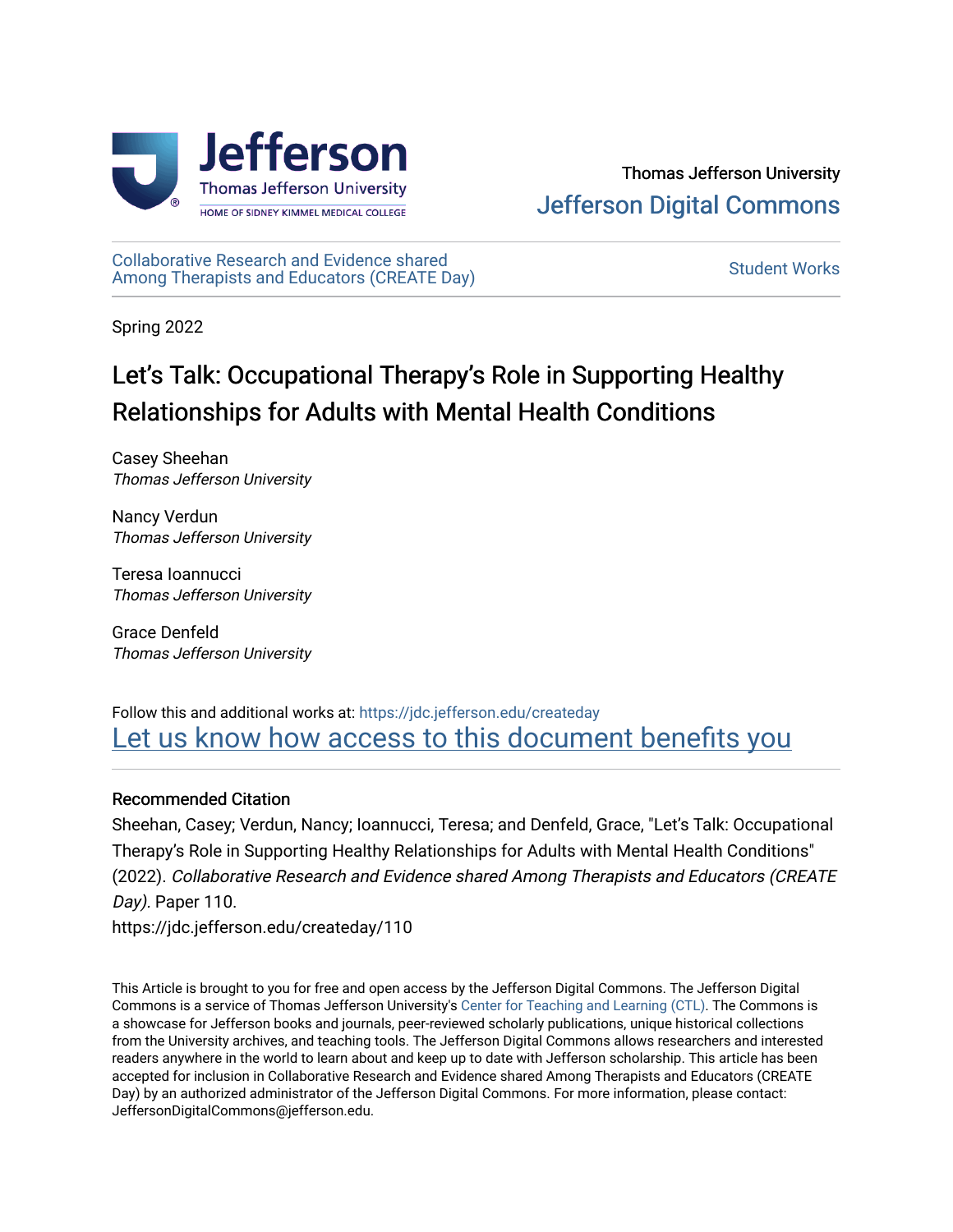Thomas Jefferson University

Jefferson Digital Commons

Collaborative Research and Evidence shared Among Therapists and Educators (CREATE Day)

Student Works

Spring 2022

# Let's Talk: Occupational Therapy's Role in Supporting Healthy Relationships for Adults with Mental Health Conditions

Casey Sheehan
*Thomas Jefferson University*

Nancy Verdun
*Thomas Jefferson University*

Teresa Ioannucci
*Thomas Jefferson University*

Grace Denfeld
*Thomas Jefferson University*

Follow this and additional works at: https://jdc.jefferson.edu/createday

Let us know how access to this document benefits you

### Recommended Citation

Sheehan, Casey; Verdun, Nancy; Ioannucci, Teresa; and Denfeld, Grace, "Let's Talk: Occupational Therapy's Role in Supporting Healthy Relationships for Adults with Mental Health Conditions" (2022). *Collaborative Research and Evidence shared Among Therapists and Educators (CREATE Day)*. Paper 110.
https://jdc.jefferson.edu/createday/110

This Article is brought to you for free and open access by the Jefferson Digital Commons. The Jefferson Digital Commons is a service of Thomas Jefferson University's Center for Teaching and Learning (CTL). The Commons is a showcase for Jefferson books and journals, peer-reviewed scholarly publications, unique historical collections from the University archives, and teaching tools. The Jefferson Digital Commons allows researchers and interested readers anywhere in the world to learn about and keep up to date with Jefferson scholarship. This article has been accepted for inclusion in Collaborative Research and Evidence shared Among Therapists and Educators (CREATE Day) by an authorized administrator of the Jefferson Digital Commons. For more information, please contact: JeffersonDigitalCommons@jefferson.edu.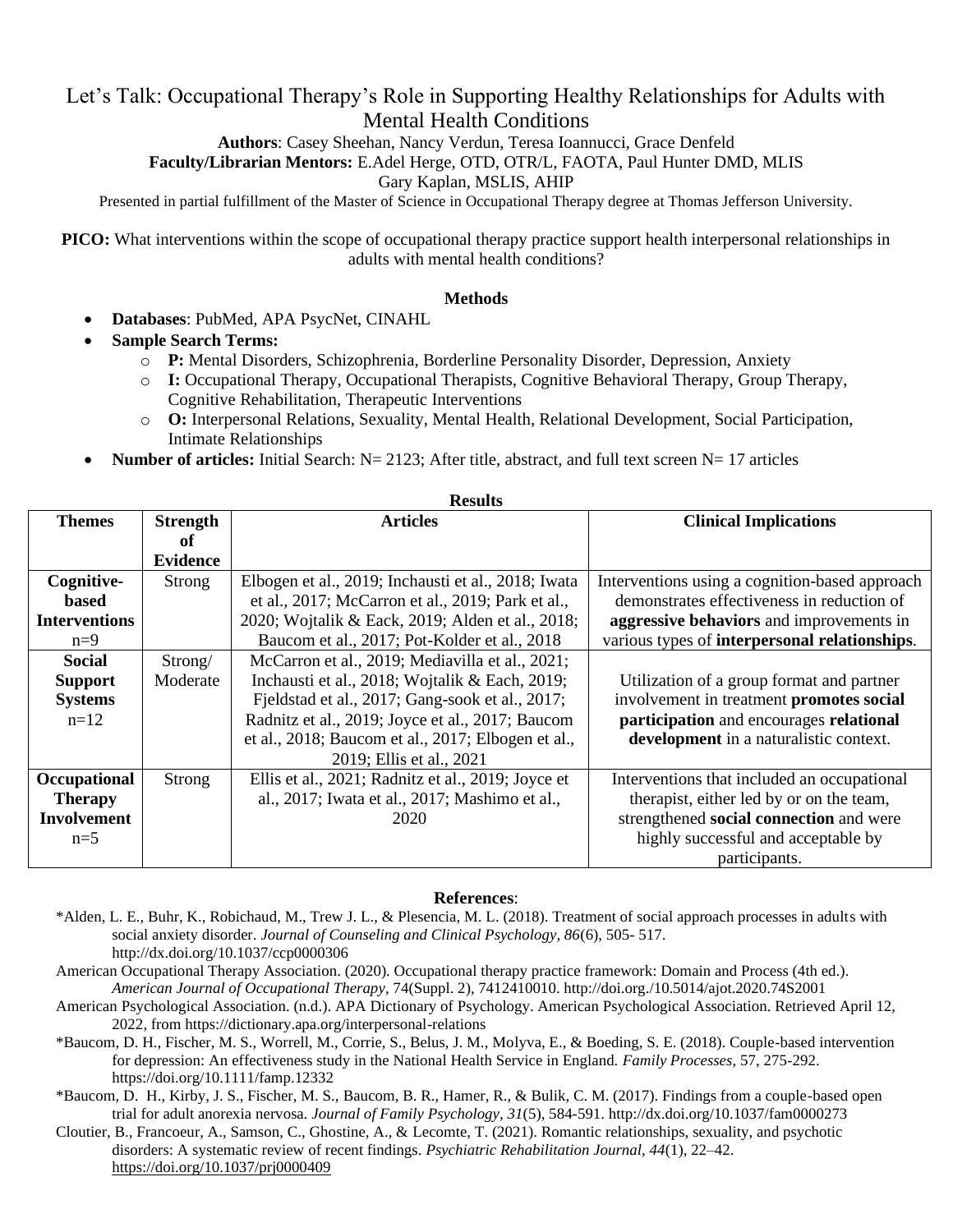# Let's Talk: Occupational Therapy's Role in Supporting Healthy Relationships for Adults with Mental Health Conditions

**Authors**: Casey Sheehan, Nancy Verdun, Teresa Ioannucci, Grace Denfeld

**Faculty/Librarian Mentors:** E.Adel Herge, OTD, OTR/L, FAOTA, Paul Hunter DMD, MLIS
Gary Kaplan, MSLIS, AHIP

Presented in partial fulfillment of the Master of Science in Occupational Therapy degree at Thomas Jefferson University.

**PICO:** What interventions within the scope of occupational therapy practice support health interpersonal relationships in adults with mental health conditions?

### Methods

- **Databases**: PubMed, APA PsycNet, CINAHL
- **Sample Search Terms:**
  - **P:** Mental Disorders, Schizophrenia, Borderline Personality Disorder, Depression, Anxiety
  - **I:** Occupational Therapy, Occupational Therapists, Cognitive Behavioral Therapy, Group Therapy, Cognitive Rehabilitation, Therapeutic Interventions
  - **O:** Interpersonal Relations, Sexuality, Mental Health, Relational Development, Social Participation, Intimate Relationships
- **Number of articles:** Initial Search: N= 2123; After title, abstract, and full text screen N= 17 articles

### Results

| Themes | Strength of Evidence | Articles | Clinical Implications |
|---|---|---|---|
| **Cognitive-based Interventions** n=9 | Strong | Elbogen et al., 2019; Inchausti et al., 2018; Iwata et al., 2017; McCarron et al., 2019; Park et al., 2020; Wojtalik & Eack, 2019; Alden et al., 2018; Baucom et al., 2017; Pot-Kolder et al., 2018 | Interventions using a cognition-based approach demonstrates effectiveness in reduction of **aggressive behaviors** and improvements in various types of **interpersonal relationships**. |
| **Social Support Systems** n=12 | Strong/ Moderate | McCarron et al., 2019; Mediavilla et al., 2021; Inchausti et al., 2018; Wojtalik & Each, 2019; Fjeldstad et al., 2017; Gang-sook et al., 2017; Radnitz et al., 2019; Joyce et al., 2017; Baucom et al., 2018; Baucom et al., 2017; Elbogen et al., 2019; Ellis et al., 2021 | Utilization of a group format and partner involvement in treatment **promotes social participation** and encourages **relational development** in a naturalistic context. |
| **Occupational Therapy Involvement** n=5 | Strong | Ellis et al., 2021; Radnitz et al., 2019; Joyce et al., 2017; Iwata et al., 2017; Mashimo et al., 2020 | Interventions that included an occupational therapist, either led by or on the team, strengthened **social connection** and were highly successful and acceptable by participants. |

### References:

*Alden, L. E., Buhr, K., Robichaud, M., Trew J. L., & Plesencia, M. L. (2018). Treatment of social approach processes in adults with social anxiety disorder. *Journal of Counseling and Clinical Psychology, 86*(6), 505- 517. http://dx.doi.org/10.1037/ccp0000306

American Occupational Therapy Association. (2020). Occupational therapy practice framework: Domain and Process (4th ed.). *American Journal of Occupational Therapy*, 74(Suppl. 2), 7412410010. http://doi.org./10.5014/ajot.2020.74S2001

American Psychological Association. (n.d.). APA Dictionary of Psychology. American Psychological Association. Retrieved April 12, 2022, from https://dictionary.apa.org/interpersonal-relations

*Baucom, D. H., Fischer, M. S., Worrell, M., Corrie, S., Belus, J. M., Molyva, E., & Boeding, S. E. (2018). Couple-based intervention for depression: An effectiveness study in the National Health Service in England. *Family Processes*, 57, 275-292. https://doi.org/10.1111/famp.12332

*Baucom, D. H., Kirby, J. S., Fischer, M. S., Baucom, B. R., Hamer, R., & Bulik, C. M. (2017). Findings from a couple-based open trial for adult anorexia nervosa. *Journal of Family Psychology, 31*(5), 584-591. http://dx.doi.org/10.1037/fam0000273

Cloutier, B., Francoeur, A., Samson, C., Ghostine, A., & Lecomte, T. (2021). Romantic relationships, sexuality, and psychotic disorders: A systematic review of recent findings. *Psychiatric Rehabilitation Journal, 44*(1), 22–42. https://doi.org/10.1037/prj0000409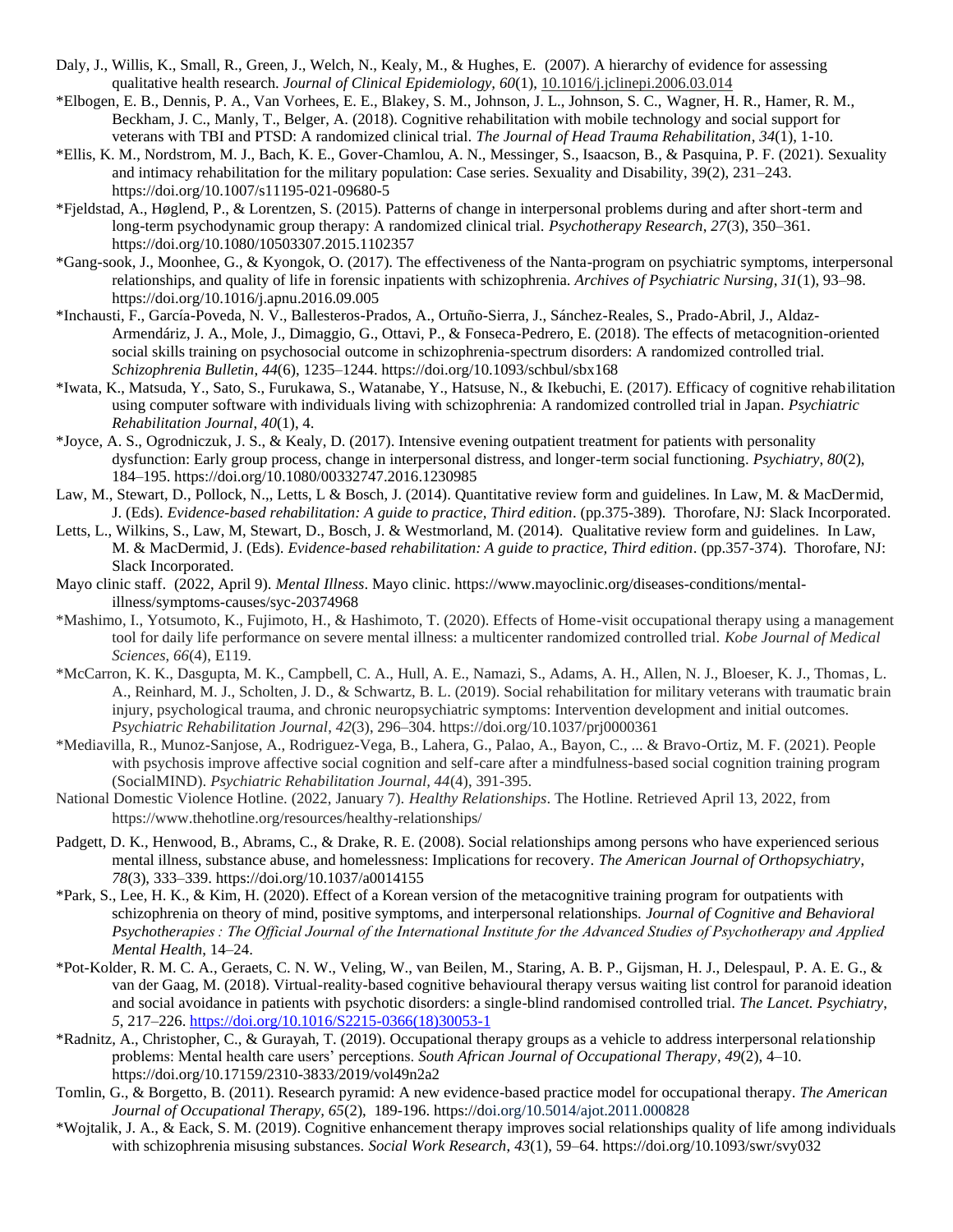Daly, J., Willis, K., Small, R., Green, J., Welch, N., Kealy, M., & Hughes, E. (2007). A hierarchy of evidence for assessing qualitative health research. *Journal of Clinical Epidemiology, 60*(1), 10.1016/j.jclinepi.2006.03.014

*Elbogen, E. B., Dennis, P. A., Van Vorhees, E. E., Blakey, S. M., Johnson, J. L., Johnson, S. C., Wagner, H. R., Hamer, R. M., Beckham, J. C., Manly, T., Belger, A. (2018). Cognitive rehabilitation with mobile technology and social support for veterans with TBI and PTSD: A randomized clinical trial. *The Journal of Head Trauma Rehabilitation*, *34*(1), 1-10.

*Ellis, K. M., Nordstrom, M. J., Bach, K. E., Gover-Chamlou, A. N., Messinger, S., Isaacson, B., & Pasquina, P. F. (2021). Sexuality and intimacy rehabilitation for the military population: Case series. Sexuality and Disability, 39(2), 231–243. https://doi.org/10.1007/s11195-021-09680-5

*Fjeldstad, A., Høglend, P., & Lorentzen, S. (2015). Patterns of change in interpersonal problems during and after short-term and long-term psychodynamic group therapy: A randomized clinical trial. *Psychotherapy Research*, *27*(3), 350–361. https://doi.org/10.1080/10503307.2015.1102357

*Gang-sook, J., Moonhee, G., & Kyongok, O. (2017). The effectiveness of the Nanta-program on psychiatric symptoms, interpersonal relationships, and quality of life in forensic inpatients with schizophrenia. *Archives of Psychiatric Nursing*, *31*(1), 93–98. https://doi.org/10.1016/j.apnu.2016.09.005

*Inchausti, F., García-Poveda, N. V., Ballesteros-Prados, A., Ortuño-Sierra, J., Sánchez-Reales, S., Prado-Abril, J., Aldaz-Armendáriz, J. A., Mole, J., Dimaggio, G., Ottavi, P., & Fonseca-Pedrero, E. (2018). The effects of metacognition-oriented social skills training on psychosocial outcome in schizophrenia-spectrum disorders: A randomized controlled trial. *Schizophrenia Bulletin*, *44*(6), 1235–1244. https://doi.org/10.1093/schbul/sbx168

*Iwata, K., Matsuda, Y., Sato, S., Furukawa, S., Watanabe, Y., Hatsuse, N., & Ikebuchi, E. (2017). Efficacy of cognitive rehabilitation using computer software with individuals living with schizophrenia: A randomized controlled trial in Japan. *Psychiatric Rehabilitation Journal*, *40*(1), 4.

*Joyce, A. S., Ogrodniczuk, J. S., & Kealy, D. (2017). Intensive evening outpatient treatment for patients with personality dysfunction: Early group process, change in interpersonal distress, and longer-term social functioning. *Psychiatry*, *80*(2), 184–195. https://doi.org/10.1080/00332747.2016.1230985

Law, M., Stewart, D., Pollock, N.,, Letts, L & Bosch, J. (2014). Quantitative review form and guidelines. In Law, M. & MacDermid, J. (Eds). *Evidence-based rehabilitation: A guide to practice, Third edition*. (pp.375-389). Thorofare, NJ: Slack Incorporated.

Letts, L., Wilkins, S., Law, M, Stewart, D., Bosch, J. & Westmorland, M. (2014). Qualitative review form and guidelines. In Law, M. & MacDermid, J. (Eds). *Evidence-based rehabilitation: A guide to practice, Third edition*. (pp.357-374). Thorofare, NJ: Slack Incorporated.

Mayo clinic staff. (2022, April 9). *Mental Illness*. Mayo clinic. https://www.mayoclinic.org/diseases-conditions/mental-illness/symptoms-causes/syc-20374968

*Mashimo, I., Yotsumoto, K., Fujimoto, H., & Hashimoto, T. (2020). Effects of Home-visit occupational therapy using a management tool for daily life performance on severe mental illness: a multicenter randomized controlled trial. *Kobe Journal of Medical Sciences*, *66*(4), E119.

*McCarron, K. K., Dasgupta, M. K., Campbell, C. A., Hull, A. E., Namazi, S., Adams, A. H., Allen, N. J., Bloeser, K. J., Thomas, L. A., Reinhard, M. J., Scholten, J. D., & Schwartz, B. L. (2019). Social rehabilitation for military veterans with traumatic brain injury, psychological trauma, and chronic neuropsychiatric symptoms: Intervention development and initial outcomes. *Psychiatric Rehabilitation Journal*, *42*(3), 296–304. https://doi.org/10.1037/prj0000361

*Mediavilla, R., Munoz-Sanjose, A., Rodriguez-Vega, B., Lahera, G., Palao, A., Bayon, C., ... & Bravo-Ortiz, M. F. (2021). People with psychosis improve affective social cognition and self-care after a mindfulness-based social cognition training program (SocialMIND). *Psychiatric Rehabilitation Journal*, *44*(4), 391-395.

National Domestic Violence Hotline. (2022, January 7). *Healthy Relationships*. The Hotline. Retrieved April 13, 2022, from https://www.thehotline.org/resources/healthy-relationships/

Padgett, D. K., Henwood, B., Abrams, C., & Drake, R. E. (2008). Social relationships among persons who have experienced serious mental illness, substance abuse, and homelessness: Implications for recovery. *The American Journal of Orthopsychiatry*, *78*(3), 333–339. https://doi.org/10.1037/a0014155

*Park, S., Lee, H. K., & Kim, H. (2020). Effect of a Korean version of the metacognitive training program for outpatients with schizophrenia on theory of mind, positive symptoms, and interpersonal relationships. *Journal of Cognitive and Behavioral Psychotherapies : The Official Journal of the International Institute for the Advanced Studies of Psychotherapy and Applied Mental Health*, 14–24.

*Pot-Kolder, R. M. C. A., Geraets, C. N. W., Veling, W., van Beilen, M., Staring, A. B. P., Gijsman, H. J., Delespaul, P. A. E. G., & van der Gaag, M. (2018). Virtual-reality-based cognitive behavioural therapy versus waiting list control for paranoid ideation and social avoidance in patients with psychotic disorders: a single-blind randomised controlled trial. *The Lancet. Psychiatry*, *5*, 217–226. https://doi.org/10.1016/S2215-0366(18)30053-1

*Radnitz, A., Christopher, C., & Gurayah, T. (2019). Occupational therapy groups as a vehicle to address interpersonal relationship problems: Mental health care users' perceptions. *South African Journal of Occupational Therapy*, *49*(2), 4–10. https://doi.org/10.17159/2310-3833/2019/vol49n2a2

Tomlin, G., & Borgetto, B. (2011). Research pyramid: A new evidence-based practice model for occupational therapy. *The American Journal of Occupational Therapy*, *65*(2), 189-196. https://doi.org/10.5014/ajot.2011.000828

*Wojtalik, J. A., & Eack, S. M. (2019). Cognitive enhancement therapy improves social relationships quality of life among individuals with schizophrenia misusing substances. *Social Work Research*, *43*(1), 59–64. https://doi.org/10.1093/swr/svy032